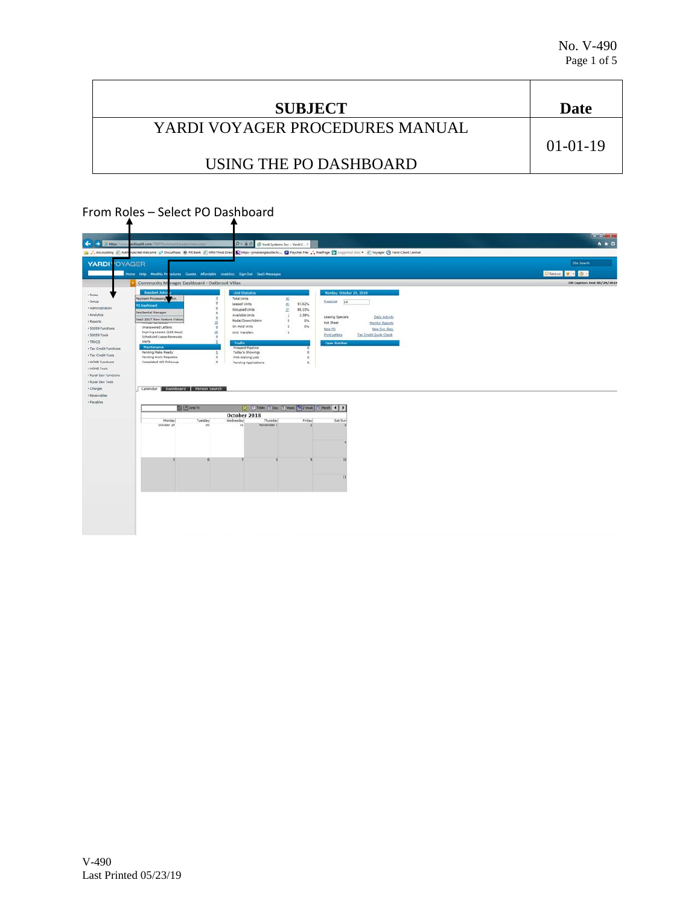No. V-490

| SUBJECT | Date |
| --- | --- |
| YARDI VOYAGER PROCEDURES MANUAL<br><br>USING THE PO DASHBOARD | 01-01-19 |

From Roles – Select PO Dashboard

V-490
Last Printed 05/23/19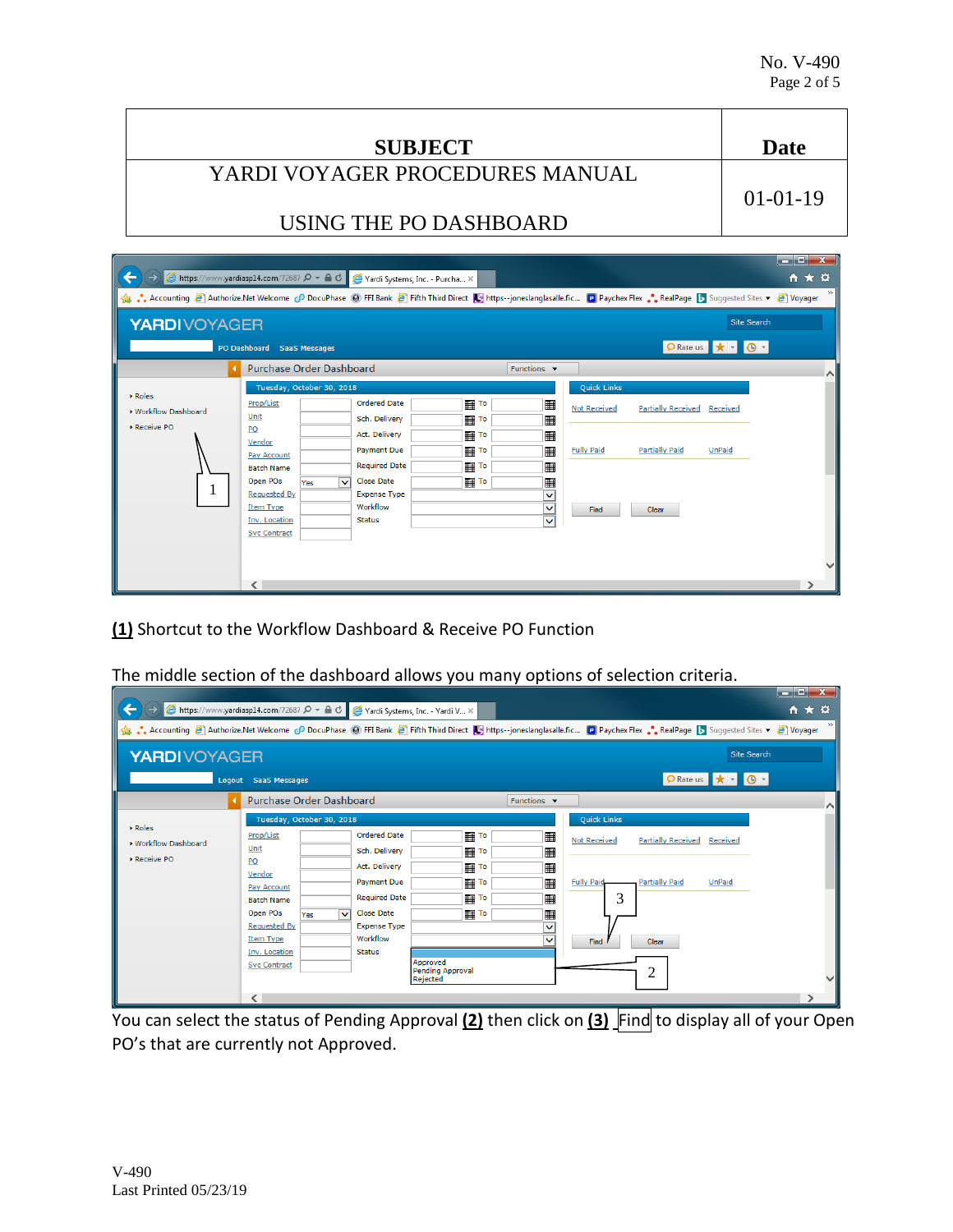| SUBJECT | Date |
| --- | --- |
| YARDI VOYAGER PROCEDURES MANUAL<br><br>USING THE PO DASHBOARD | 01-01-19 |

**(1)** Shortcut to the Workflow Dashboard & Receive PO Function

The middle section of the dashboard allows you many options of selection criteria.

You can select the status of Pending Approval **(2)** then click on **(3)** Find to display all of your Open PO's that are currently not Approved.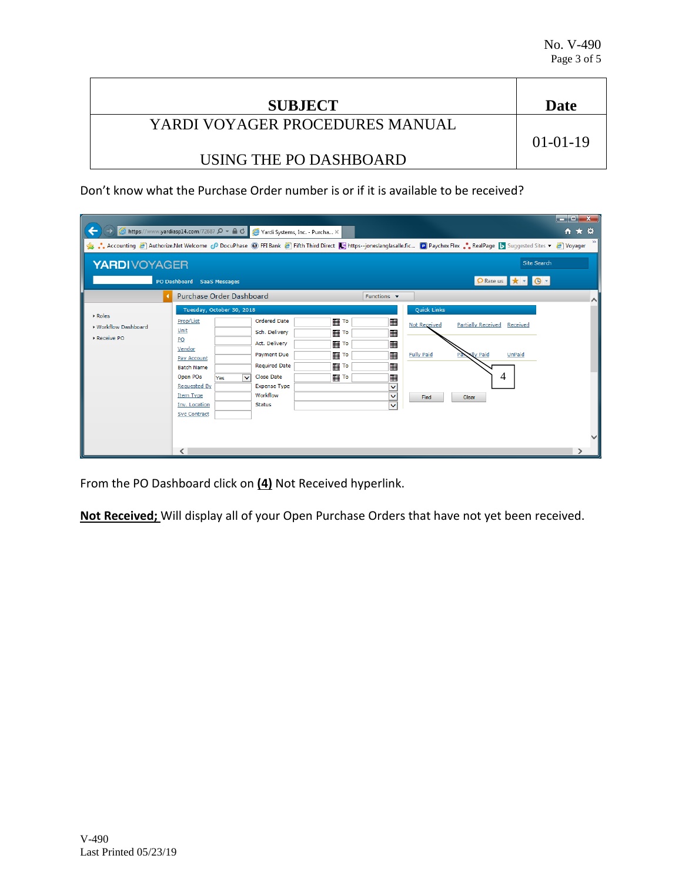| SUBJECT | Date |
| --- | --- |
| YARDI VOYAGER PROCEDURES MANUAL<br><br>USING THE PO DASHBOARD | 01-01-19 |

Don't know what the Purchase Order number is or if it is available to be received?

From the PO Dashboard click on **(4)** Not Received hyperlink.

**Not Received;** Will display all of your Open Purchase Orders that have not yet been received.

V-490
Last Printed 05/23/19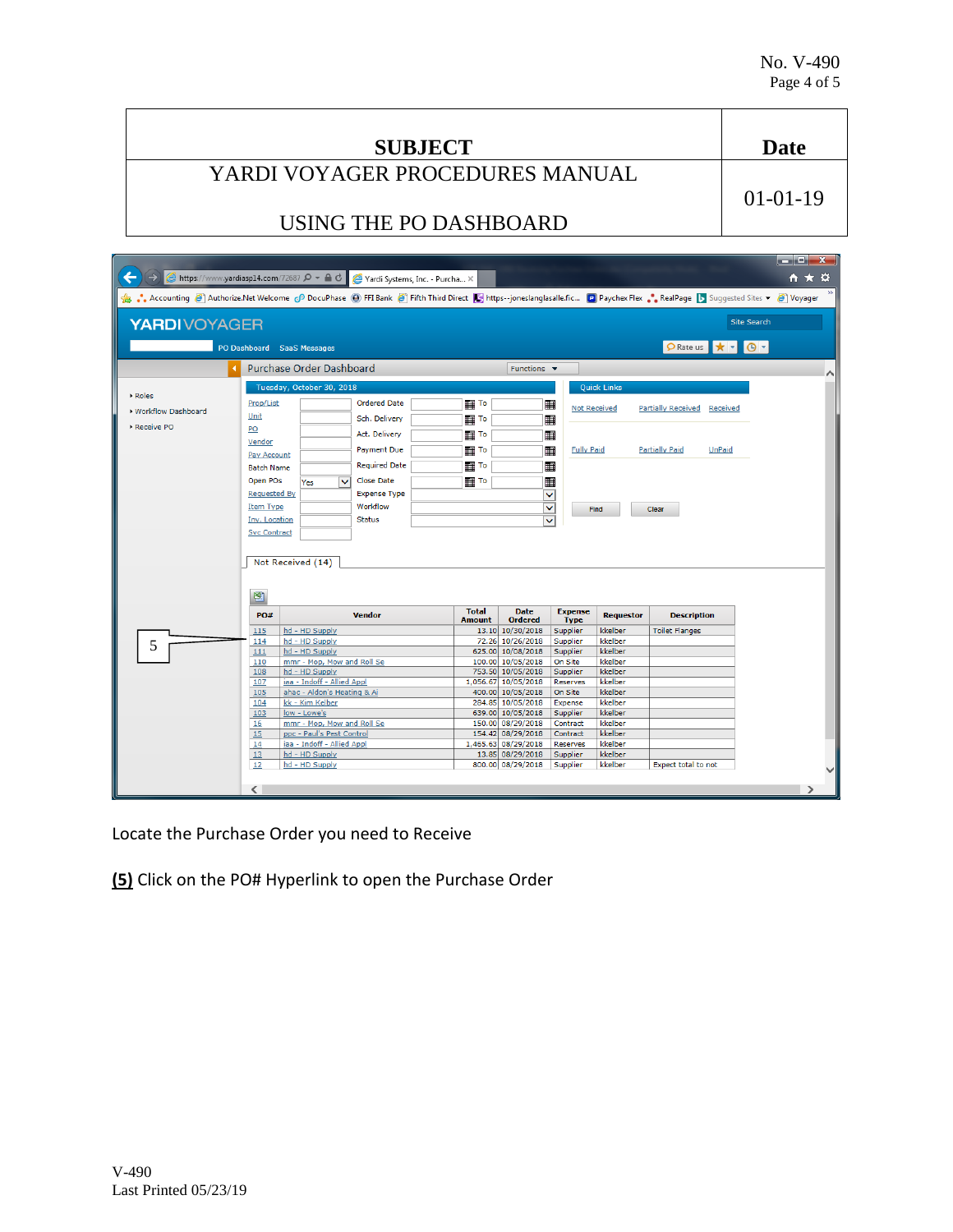| SUBJECT | Date |
|---|---|
| YARDI VOYAGER PROCEDURES MANUAL<br><br>USING THE PO DASHBOARD | 01-01-19 |

Locate the Purchase Order you need to Receive

**(5)** Click on the PO# Hyperlink to open the Purchase Order

V-490
Last Printed 05/23/19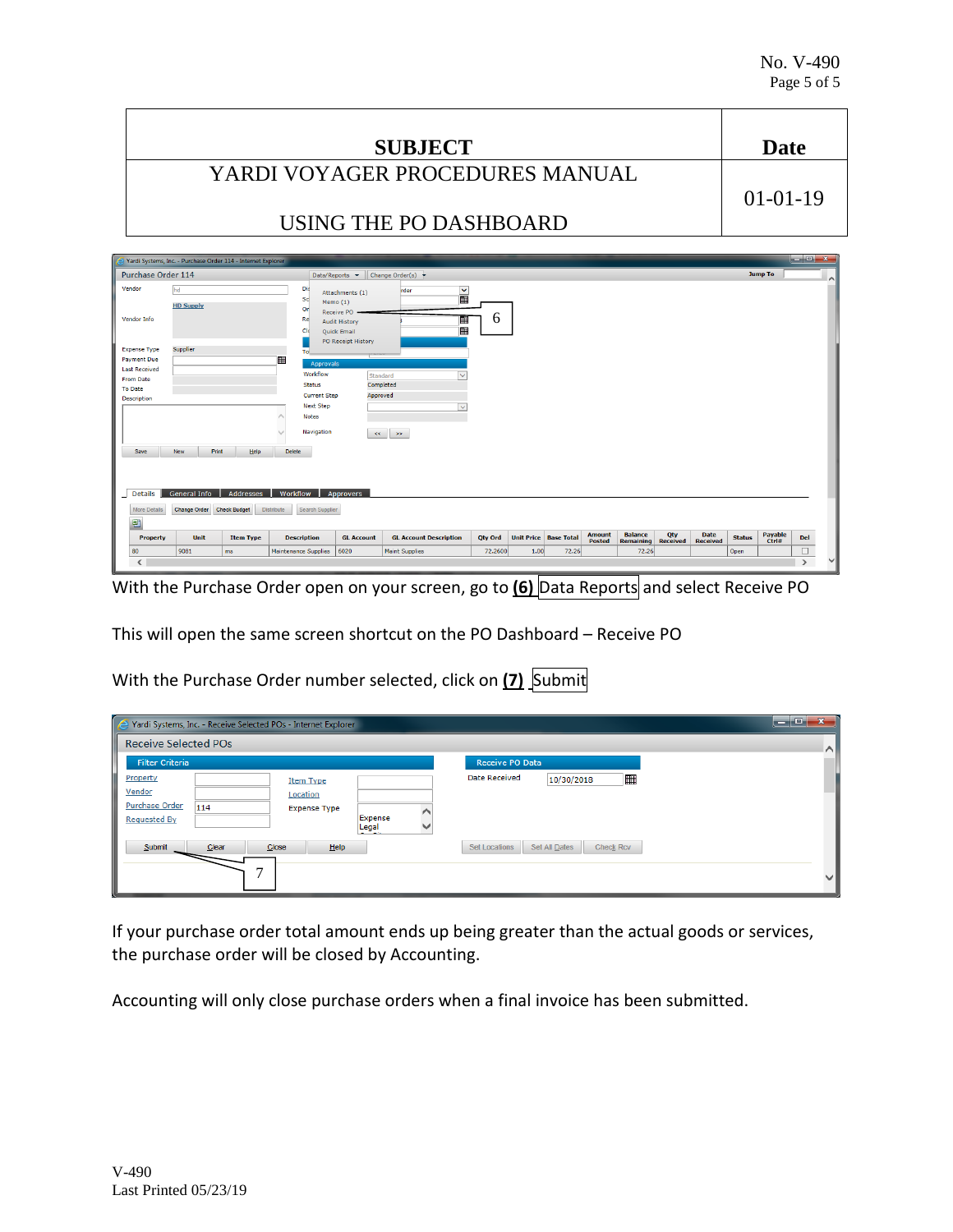| SUBJECT | Date |
| --- | --- |
| YARDI VOYAGER PROCEDURES MANUAL<br><br>USING THE PO DASHBOARD | 01-01-19 |

With the Purchase Order open on your screen, go to **(6)** Data Reports and select Receive PO

This will open the same screen shortcut on the PO Dashboard – Receive PO

With the Purchase Order number selected, click on **(7)** Submit

If your purchase order total amount ends up being greater than the actual goods or services, the purchase order will be closed by Accounting.

Accounting will only close purchase orders when a final invoice has been submitted.